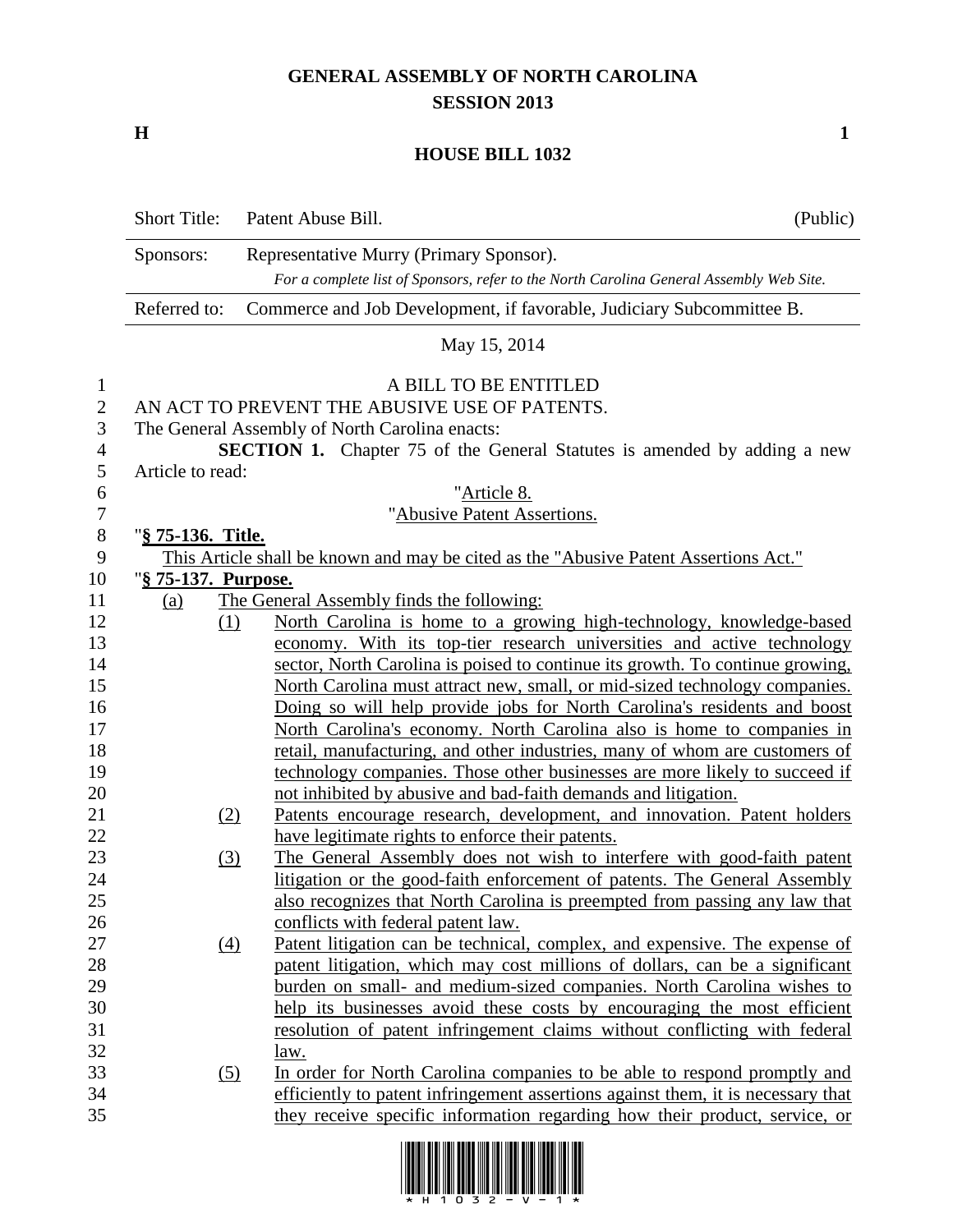# GENERAL ASSEMBLY OF NORTH CAROLINA
## SESSION 2013

**H** **1**

## HOUSE BILL 1032

| Short Title: | Patent Abuse Bill. | (Public) |
|---|---|---|
| Sponsors: | Representative Murry (Primary Sponsor). *For a complete list of Sponsors, refer to the North Carolina General Assembly Web Site.* | |
| Referred to: | Commerce and Job Development, if favorable, Judiciary Subcommittee B. | |

May 15, 2014

A BILL TO BE ENTITLED

AN ACT TO PREVENT THE ABUSIVE USE OF PATENTS.

The General Assembly of North Carolina enacts:

**SECTION 1.** Chapter 75 of the General Statutes is amended by adding a new Article to read:

"Article 8.

"Abusive Patent Assertions.

"**§ 75-136. Title.**

This Article shall be known and may be cited as the "Abusive Patent Assertions Act."

"**§ 75-137. Purpose.**

(a) The General Assembly finds the following:

(1) North Carolina is home to a growing high-technology, knowledge-based economy. With its top-tier research universities and active technology sector, North Carolina is poised to continue its growth. To continue growing, North Carolina must attract new, small, or mid-sized technology companies. Doing so will help provide jobs for North Carolina's residents and boost North Carolina's economy. North Carolina also is home to companies in retail, manufacturing, and other industries, many of whom are customers of technology companies. Those other businesses are more likely to succeed if not inhibited by abusive and bad-faith demands and litigation.

(2) Patents encourage research, development, and innovation. Patent holders have legitimate rights to enforce their patents.

(3) The General Assembly does not wish to interfere with good-faith patent litigation or the good-faith enforcement of patents. The General Assembly also recognizes that North Carolina is preempted from passing any law that conflicts with federal patent law.

(4) Patent litigation can be technical, complex, and expensive. The expense of patent litigation, which may cost millions of dollars, can be a significant burden on small- and medium-sized companies. North Carolina wishes to help its businesses avoid these costs by encouraging the most efficient resolution of patent infringement claims without conflicting with federal law.

(5) In order for North Carolina companies to be able to respond promptly and efficiently to patent infringement assertions against them, it is necessary that they receive specific information regarding how their product, service, or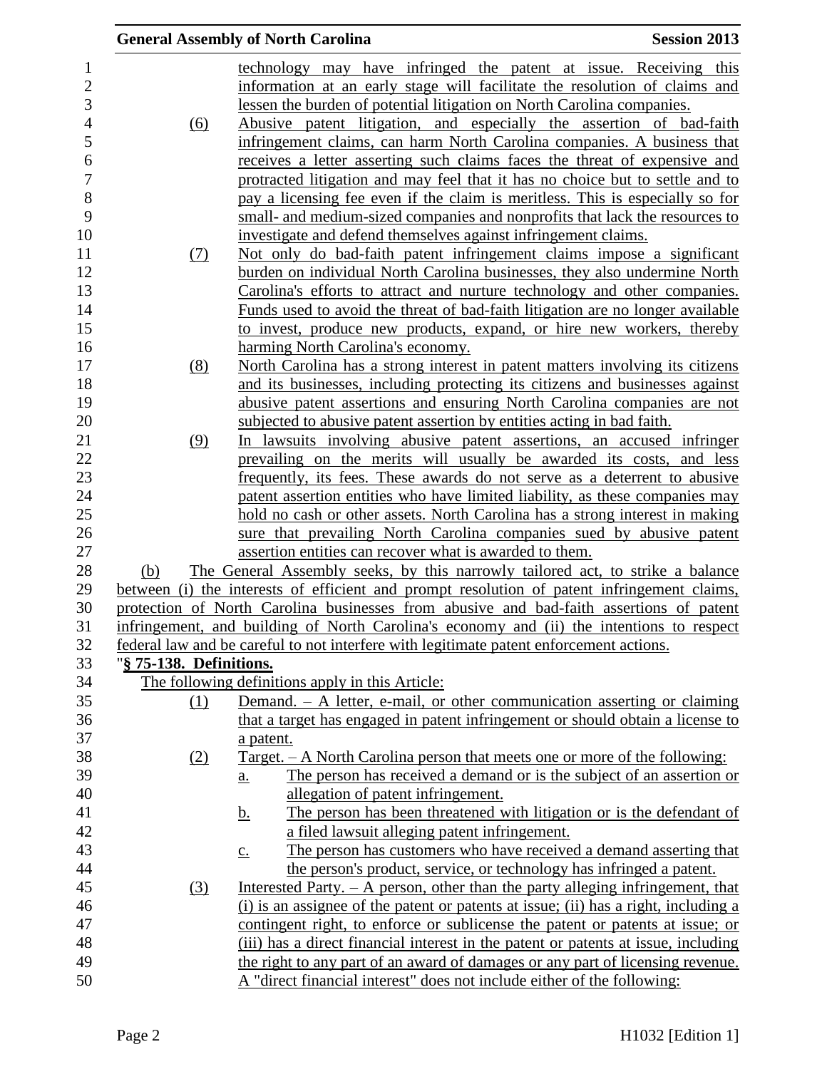technology may have infringed the patent at issue. Receiving this information at an early stage will facilitate the resolution of claims and lessen the burden of potential litigation on North Carolina companies.

(6) Abusive patent litigation, and especially the assertion of bad-faith infringement claims, can harm North Carolina companies. A business that receives a letter asserting such claims faces the threat of expensive and protracted litigation and may feel that it has no choice but to settle and to pay a licensing fee even if the claim is meritless. This is especially so for small- and medium-sized companies and nonprofits that lack the resources to investigate and defend themselves against infringement claims.

(7) Not only do bad-faith patent infringement claims impose a significant burden on individual North Carolina businesses, they also undermine North Carolina's efforts to attract and nurture technology and other companies. Funds used to avoid the threat of bad-faith litigation are no longer available to invest, produce new products, expand, or hire new workers, thereby harming North Carolina's economy.

(8) North Carolina has a strong interest in patent matters involving its citizens and its businesses, including protecting its citizens and businesses against abusive patent assertions and ensuring North Carolina companies are not subjected to abusive patent assertion by entities acting in bad faith.

(9) In lawsuits involving abusive patent assertions, an accused infringer prevailing on the merits will usually be awarded its costs, and less frequently, its fees. These awards do not serve as a deterrent to abusive patent assertion entities who have limited liability, as these companies may hold no cash or other assets. North Carolina has a strong interest in making sure that prevailing North Carolina companies sued by abusive patent assertion entities can recover what is awarded to them.

(b) The General Assembly seeks, by this narrowly tailored act, to strike a balance between (i) the interests of efficient and prompt resolution of patent infringement claims, protection of North Carolina businesses from abusive and bad-faith assertions of patent infringement, and building of North Carolina's economy and (ii) the intentions to respect federal law and be careful to not interfere with legitimate patent enforcement actions.

"**§ 75-138. Definitions.**

The following definitions apply in this Article:

(1) Demand. – A letter, e-mail, or other communication asserting or claiming that a target has engaged in patent infringement or should obtain a license to a patent.

(2) Target. – A North Carolina person that meets one or more of the following:

a. The person has received a demand or is the subject of an assertion or allegation of patent infringement.

b. The person has been threatened with litigation or is the defendant of a filed lawsuit alleging patent infringement.

c. The person has customers who have received a demand asserting that the person's product, service, or technology has infringed a patent.

(3) Interested Party. – A person, other than the party alleging infringement, that (i) is an assignee of the patent or patents at issue; (ii) has a right, including a contingent right, to enforce or sublicense the patent or patents at issue; or (iii) has a direct financial interest in the patent or patents at issue, including the right to any part of an award of damages or any part of licensing revenue. A "direct financial interest" does not include either of the following: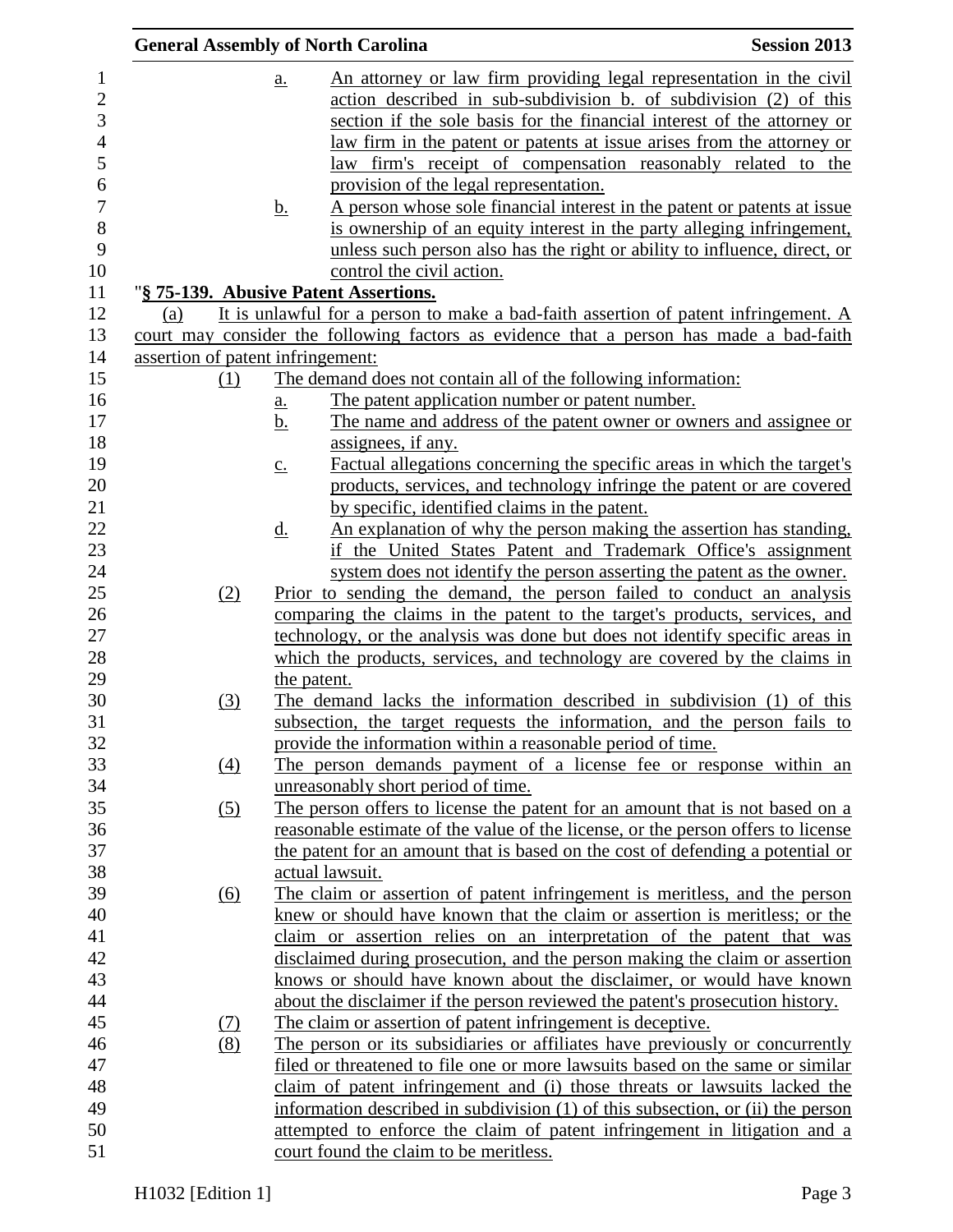a. An attorney or law firm providing legal representation in the civil action described in sub-subdivision b. of subdivision (2) of this section if the sole basis for the financial interest of the attorney or law firm in the patent or patents at issue arises from the attorney or law firm's receipt of compensation reasonably related to the provision of the legal representation.

b. A person whose sole financial interest in the patent or patents at issue is ownership of an equity interest in the party alleging infringement, unless such person also has the right or ability to influence, direct, or control the civil action.

"**§ 75-139. Abusive Patent Assertions.**

(a) It is unlawful for a person to make a bad-faith assertion of patent infringement. A court may consider the following factors as evidence that a person has made a bad-faith assertion of patent infringement:

(1) The demand does not contain all of the following information:

a. The patent application number or patent number.

b. The name and address of the patent owner or owners and assignee or assignees, if any.

c. Factual allegations concerning the specific areas in which the target's products, services, and technology infringe the patent or are covered by specific, identified claims in the patent.

d. An explanation of why the person making the assertion has standing, if the United States Patent and Trademark Office's assignment system does not identify the person asserting the patent as the owner.

(2) Prior to sending the demand, the person failed to conduct an analysis comparing the claims in the patent to the target's products, services, and technology, or the analysis was done but does not identify specific areas in which the products, services, and technology are covered by the claims in the patent.

(3) The demand lacks the information described in subdivision (1) of this subsection, the target requests the information, and the person fails to provide the information within a reasonable period of time.

(4) The person demands payment of a license fee or response within an unreasonably short period of time.

(5) The person offers to license the patent for an amount that is not based on a reasonable estimate of the value of the license, or the person offers to license the patent for an amount that is based on the cost of defending a potential or actual lawsuit.

(6) The claim or assertion of patent infringement is meritless, and the person knew or should have known that the claim or assertion is meritless; or the claim or assertion relies on an interpretation of the patent that was disclaimed during prosecution, and the person making the claim or assertion knows or should have known about the disclaimer, or would have known about the disclaimer if the person reviewed the patent's prosecution history.

(7) The claim or assertion of patent infringement is deceptive.

(8) The person or its subsidiaries or affiliates have previously or concurrently filed or threatened to file one or more lawsuits based on the same or similar claim of patent infringement and (i) those threats or lawsuits lacked the information described in subdivision (1) of this subsection, or (ii) the person attempted to enforce the claim of patent infringement in litigation and a court found the claim to be meritless.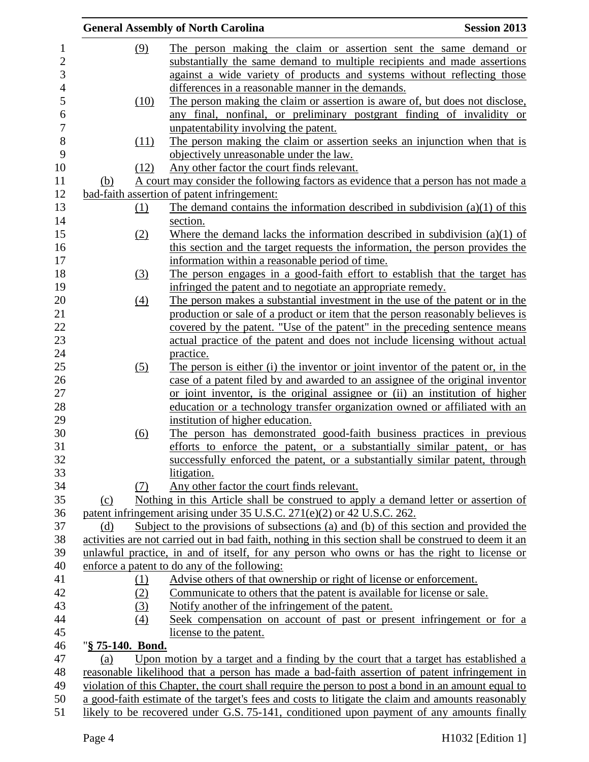(9) The person making the claim or assertion sent the same demand or substantially the same demand to multiple recipients and made assertions against a wide variety of products and systems without reflecting those differences in a reasonable manner in the demands.

(10) The person making the claim or assertion is aware of, but does not disclose, any final, nonfinal, or preliminary postgrant finding of invalidity or unpatentability involving the patent.

(11) The person making the claim or assertion seeks an injunction when that is objectively unreasonable under the law.

(12) Any other factor the court finds relevant.

(b) A court may consider the following factors as evidence that a person has not made a bad-faith assertion of patent infringement:

(1) The demand contains the information described in subdivision (a)(1) of this section.

(2) Where the demand lacks the information described in subdivision (a)(1) of this section and the target requests the information, the person provides the information within a reasonable period of time.

(3) The person engages in a good-faith effort to establish that the target has infringed the patent and to negotiate an appropriate remedy.

(4) The person makes a substantial investment in the use of the patent or in the production or sale of a product or item that the person reasonably believes is covered by the patent. "Use of the patent" in the preceding sentence means actual practice of the patent and does not include licensing without actual practice.

(5) The person is either (i) the inventor or joint inventor of the patent or, in the case of a patent filed by and awarded to an assignee of the original inventor or joint inventor, is the original assignee or (ii) an institution of higher education or a technology transfer organization owned or affiliated with an institution of higher education.

(6) The person has demonstrated good-faith business practices in previous efforts to enforce the patent, or a substantially similar patent, or has successfully enforced the patent, or a substantially similar patent, through litigation.

(7) Any other factor the court finds relevant.

(c) Nothing in this Article shall be construed to apply a demand letter or assertion of patent infringement arising under 35 U.S.C. 271(e)(2) or 42 U.S.C. 262.

(d) Subject to the provisions of subsections (a) and (b) of this section and provided the activities are not carried out in bad faith, nothing in this section shall be construed to deem it an unlawful practice, in and of itself, for any person who owns or has the right to license or enforce a patent to do any of the following:

(1) Advise others of that ownership or right of license or enforcement.

(2) Communicate to others that the patent is available for license or sale.

(3) Notify another of the infringement of the patent.

(4) Seek compensation on account of past or present infringement or for a license to the patent.

"**§ 75-140. Bond.**

(a) Upon motion by a target and a finding by the court that a target has established a reasonable likelihood that a person has made a bad-faith assertion of patent infringement in violation of this Chapter, the court shall require the person to post a bond in an amount equal to a good-faith estimate of the target's fees and costs to litigate the claim and amounts reasonably likely to be recovered under G.S. 75-141, conditioned upon payment of any amounts finally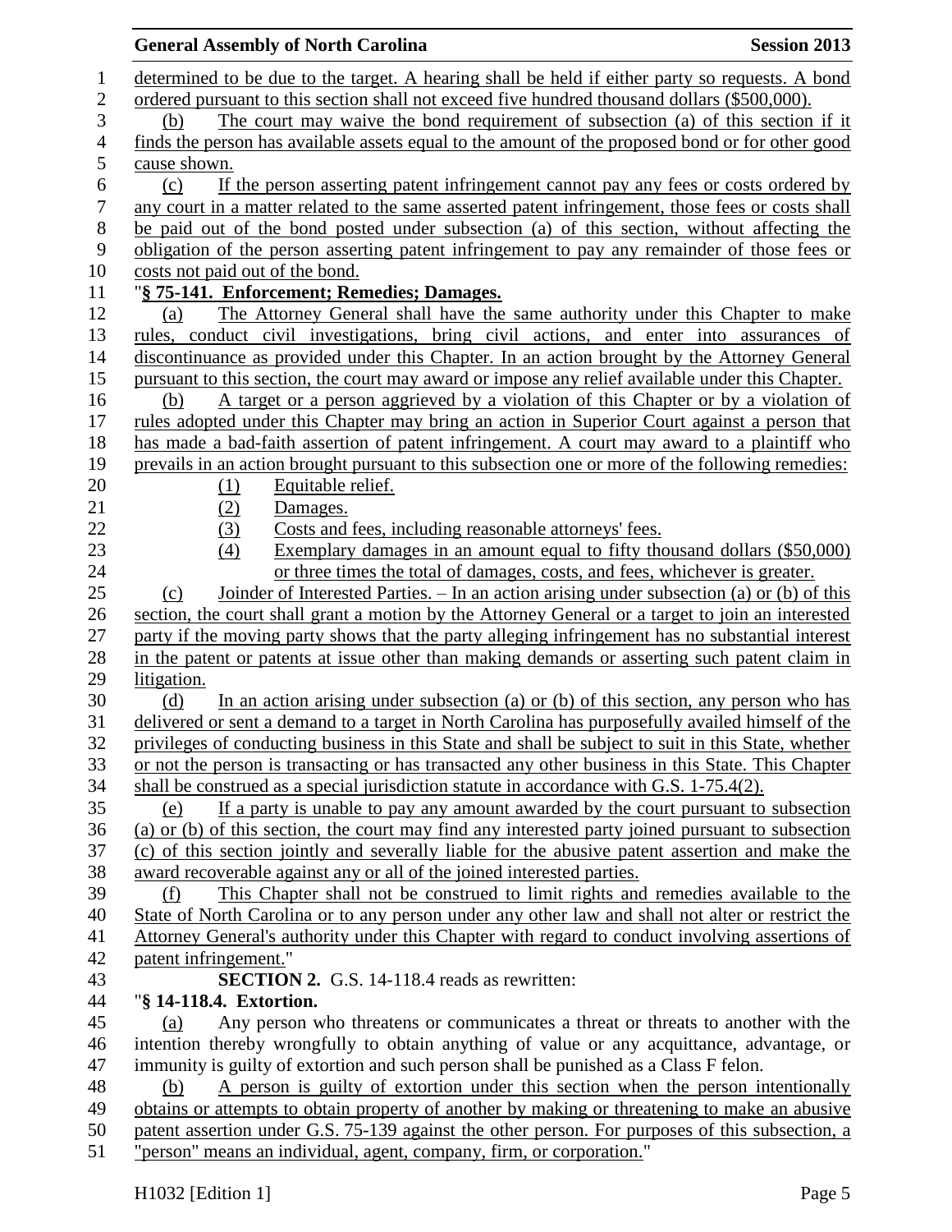determined to be due to the target. A hearing shall be held if either party so requests. A bond ordered pursuant to this section shall not exceed five hundred thousand dollars ($500,000).

(b) The court may waive the bond requirement of subsection (a) of this section if it finds the person has available assets equal to the amount of the proposed bond or for other good cause shown.

(c) If the person asserting patent infringement cannot pay any fees or costs ordered by any court in a matter related to the same asserted patent infringement, those fees or costs shall be paid out of the bond posted under subsection (a) of this section, without affecting the obligation of the person asserting patent infringement to pay any remainder of those fees or costs not paid out of the bond.

"**§ 75-141. Enforcement; Remedies; Damages.**

(a) The Attorney General shall have the same authority under this Chapter to make rules, conduct civil investigations, bring civil actions, and enter into assurances of discontinuance as provided under this Chapter. In an action brought by the Attorney General pursuant to this section, the court may award or impose any relief available under this Chapter.

(b) A target or a person aggrieved by a violation of this Chapter or by a violation of rules adopted under this Chapter may bring an action in Superior Court against a person that has made a bad-faith assertion of patent infringement. A court may award to a plaintiff who prevails in an action brought pursuant to this subsection one or more of the following remedies:

(1) Equitable relief.
(2) Damages.
(3) Costs and fees, including reasonable attorneys' fees.
(4) Exemplary damages in an amount equal to fifty thousand dollars ($50,000) or three times the total of damages, costs, and fees, whichever is greater.

(c) Joinder of Interested Parties. – In an action arising under subsection (a) or (b) of this section, the court shall grant a motion by the Attorney General or a target to join an interested party if the moving party shows that the party alleging infringement has no substantial interest in the patent or patents at issue other than making demands or asserting such patent claim in litigation.

(d) In an action arising under subsection (a) or (b) of this section, any person who has delivered or sent a demand to a target in North Carolina has purposefully availed himself of the privileges of conducting business in this State and shall be subject to suit in this State, whether or not the person is transacting or has transacted any other business in this State. This Chapter shall be construed as a special jurisdiction statute in accordance with G.S. 1-75.4(2).

(e) If a party is unable to pay any amount awarded by the court pursuant to subsection (a) or (b) of this section, the court may find any interested party joined pursuant to subsection (c) of this section jointly and severally liable for the abusive patent assertion and make the award recoverable against any or all of the joined interested parties.

(f) This Chapter shall not be construed to limit rights and remedies available to the State of North Carolina or to any person under any other law and shall not alter or restrict the Attorney General's authority under this Chapter with regard to conduct involving assertions of patent infringement."

**SECTION 2.** G.S. 14-118.4 reads as rewritten:

"**§ 14-118.4. Extortion.**

(a) Any person who threatens or communicates a threat or threats to another with the intention thereby wrongfully to obtain anything of value or any acquittance, advantage, or immunity is guilty of extortion and such person shall be punished as a Class F felon.

(b) A person is guilty of extortion under this section when the person intentionally obtains or attempts to obtain property of another by making or threatening to make an abusive patent assertion under G.S. 75-139 against the other person. For purposes of this subsection, a "person" means an individual, agent, company, firm, or corporation."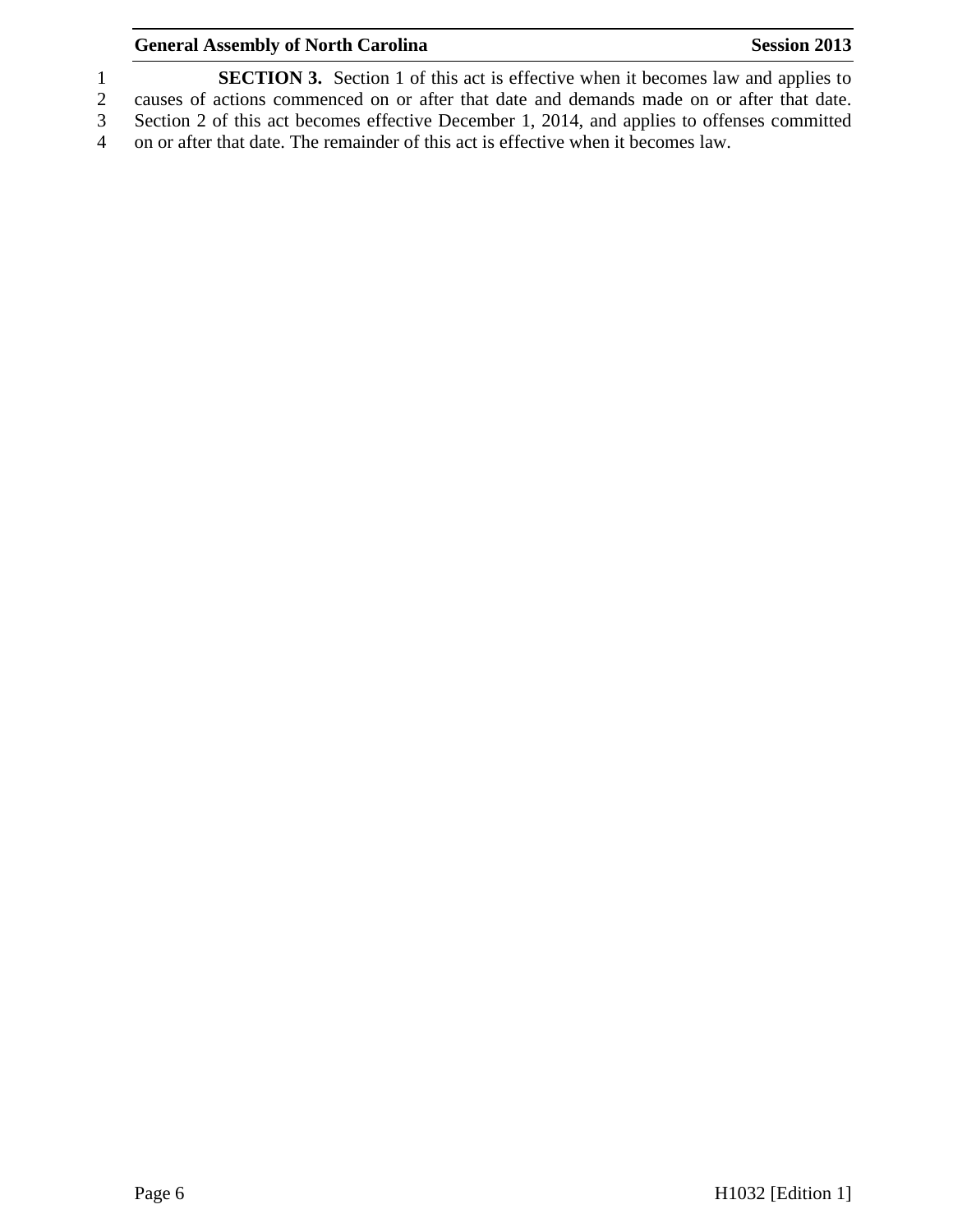**SECTION 3.** Section 1 of this act is effective when it becomes law and applies to causes of actions commenced on or after that date and demands made on or after that date. Section 2 of this act becomes effective December 1, 2014, and applies to offenses committed on or after that date. The remainder of this act is effective when it becomes law.